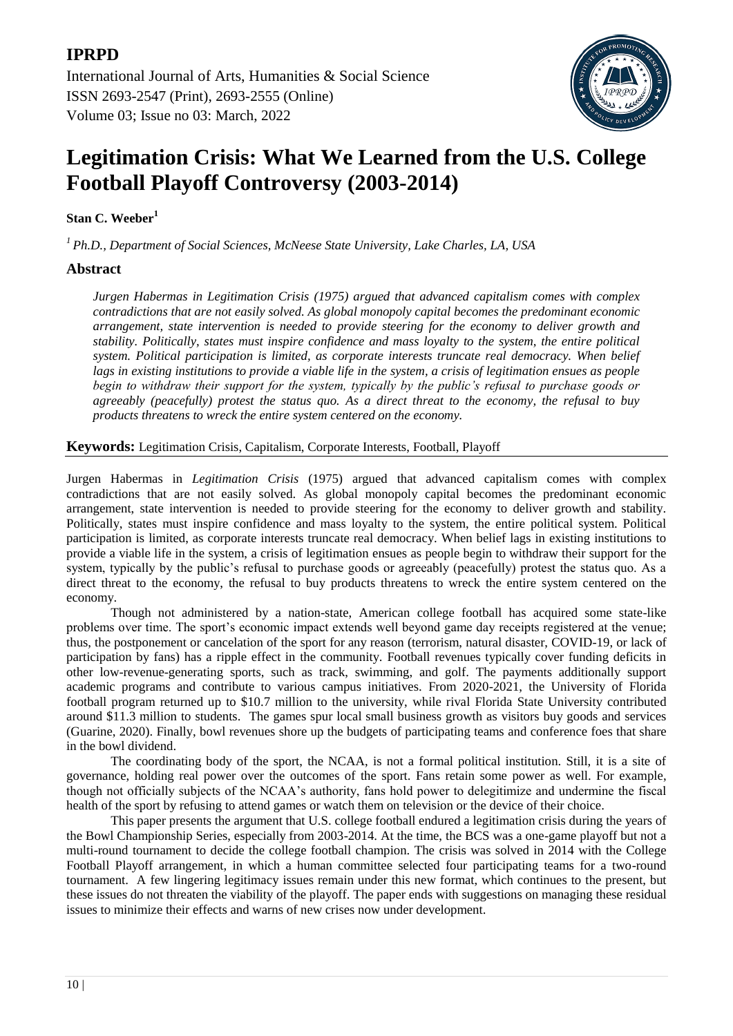# Legitimation Crisis: What We Learned from the U.S. College Football Playoff Controversy (2003-2014)

**Stan C. Weeber[1]**

*[1] Ph.D., Department of Social Sciences, McNeese State University, Lake Charles, LA, USA*

## Abstract

*Jurgen Habermas in Legitimation Crisis (1975) argued that advanced capitalism comes with complex contradictions that are not easily solved. As global monopoly capital becomes the predominant economic arrangement, state intervention is needed to provide steering for the economy to deliver growth and stability. Politically, states must inspire confidence and mass loyalty to the system, the entire political system. Political participation is limited, as corporate interests truncate real democracy. When belief lags in existing institutions to provide a viable life in the system, a crisis of legitimation ensues as people begin to withdraw their support for the system, typically by the public's refusal to purchase goods or agreeably (peacefully) protest the status quo. As a direct threat to the economy, the refusal to buy products threatens to wreck the entire system centered on the economy.*

**Keywords:** Legitimation Crisis, Capitalism, Corporate Interests, Football, Playoff

Jurgen Habermas in *Legitimation Crisis* (1975) argued that advanced capitalism comes with complex contradictions that are not easily solved. As global monopoly capital becomes the predominant economic arrangement, state intervention is needed to provide steering for the economy to deliver growth and stability. Politically, states must inspire confidence and mass loyalty to the system, the entire political system. Political participation is limited, as corporate interests truncate real democracy. When belief lags in existing institutions to provide a viable life in the system, a crisis of legitimation ensues as people begin to withdraw their support for the system, typically by the public's refusal to purchase goods or agreeably (peacefully) protest the status quo. As a direct threat to the economy, the refusal to buy products threatens to wreck the entire system centered on the economy.

Though not administered by a nation-state, American college football has acquired some state-like problems over time. The sport's economic impact extends well beyond game day receipts registered at the venue; thus, the postponement or cancelation of the sport for any reason (terrorism, natural disaster, COVID-19, or lack of participation by fans) has a ripple effect in the community. Football revenues typically cover funding deficits in other low-revenue-generating sports, such as track, swimming, and golf. The payments additionally support academic programs and contribute to various campus initiatives. From 2020-2021, the University of Florida football program returned up to \$10.7 million to the university, while rival Florida State University contributed around \$11.3 million to students. The games spur local small business growth as visitors buy goods and services (Guarine, 2020). Finally, bowl revenues shore up the budgets of participating teams and conference foes that share in the bowl dividend.

The coordinating body of the sport, the NCAA, is not a formal political institution. Still, it is a site of governance, holding real power over the outcomes of the sport. Fans retain some power as well. For example, though not officially subjects of the NCAA's authority, fans hold power to delegitimize and undermine the fiscal health of the sport by refusing to attend games or watch them on television or the device of their choice.

This paper presents the argument that U.S. college football endured a legitimation crisis during the years of the Bowl Championship Series, especially from 2003-2014. At the time, the BCS was a one-game playoff but not a multi-round tournament to decide the college football champion. The crisis was solved in 2014 with the College Football Playoff arrangement, in which a human committee selected four participating teams for a two-round tournament. A few lingering legitimacy issues remain under this new format, which continues to the present, but these issues do not threaten the viability of the playoff. The paper ends with suggestions on managing these residual issues to minimize their effects and warns of new crises now under development.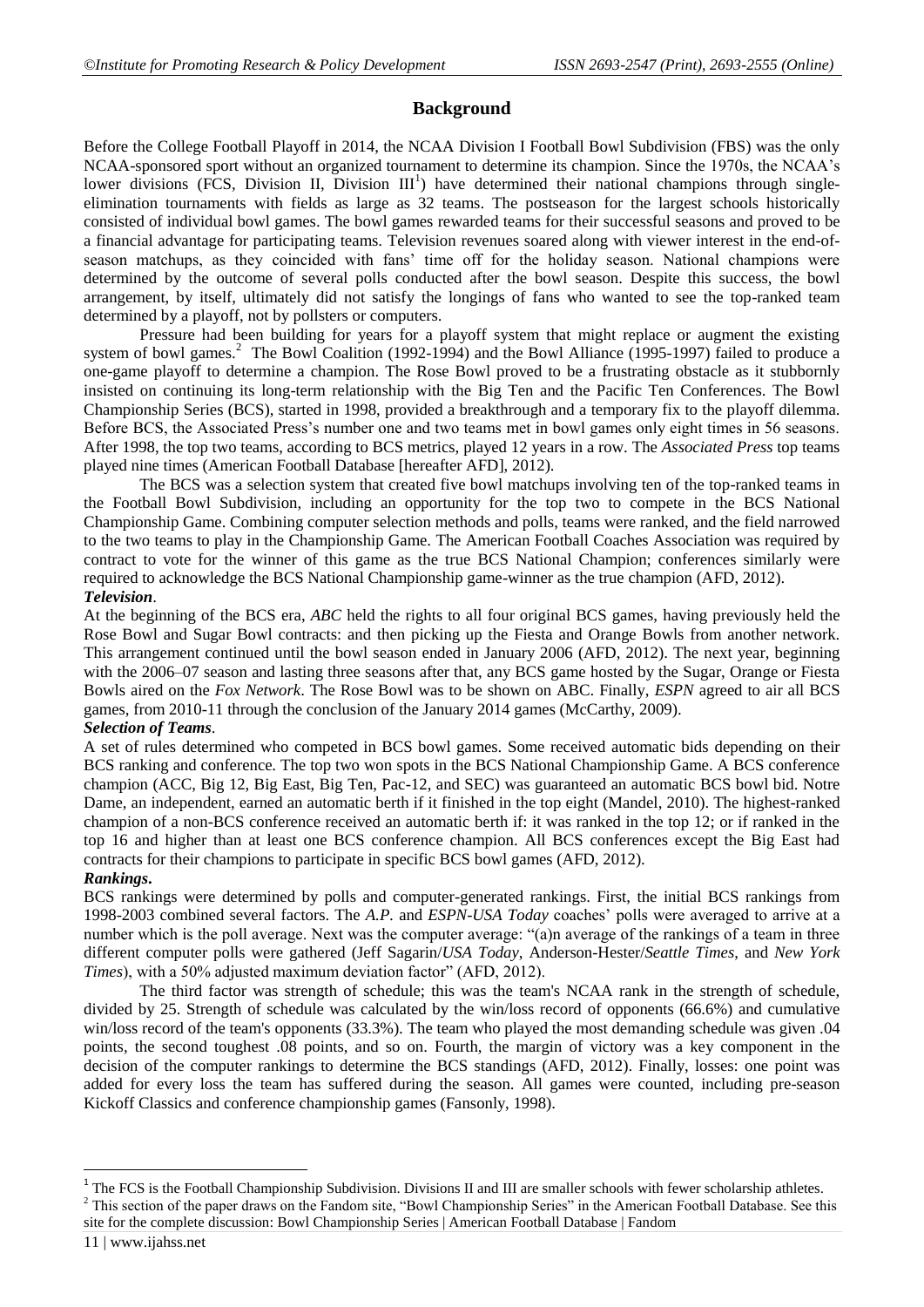## Background

Before the College Football Playoff in 2014, the NCAA Division I Football Bowl Subdivision (FBS) was the only NCAA-sponsored sport without an organized tournament to determine its champion. Since the 1970s, the NCAA's lower divisions (FCS, Division II, Division III[1]) have determined their national champions through single-elimination tournaments with fields as large as 32 teams. The postseason for the largest schools historically consisted of individual bowl games. The bowl games rewarded teams for their successful seasons and proved to be a financial advantage for participating teams. Television revenues soared along with viewer interest in the end-of-season matchups, as they coincided with fans' time off for the holiday season. National champions were determined by the outcome of several polls conducted after the bowl season. Despite this success, the bowl arrangement, by itself, ultimately did not satisfy the longings of fans who wanted to see the top-ranked team determined by a playoff, not by pollsters or computers.

Pressure had been building for years for a playoff system that might replace or augment the existing system of bowl games.[2] The Bowl Coalition (1992-1994) and the Bowl Alliance (1995-1997) failed to produce a one-game playoff to determine a champion. The Rose Bowl proved to be a frustrating obstacle as it stubbornly insisted on continuing its long-term relationship with the Big Ten and the Pacific Ten Conferences. The Bowl Championship Series (BCS), started in 1998, provided a breakthrough and a temporary fix to the playoff dilemma. Before BCS, the Associated Press's number one and two teams met in bowl games only eight times in 56 seasons. After 1998, the top two teams, according to BCS metrics, played 12 years in a row. The *Associated Press* top teams played nine times (American Football Database [hereafter AFD], 2012).

The BCS was a selection system that created five bowl matchups involving ten of the top-ranked teams in the Football Bowl Subdivision, including an opportunity for the top two to compete in the BCS National Championship Game. Combining computer selection methods and polls, teams were ranked, and the field narrowed to the two teams to play in the Championship Game. The American Football Coaches Association was required by contract to vote for the winner of this game as the true BCS National Champion; conferences similarly were required to acknowledge the BCS National Championship game-winner as the true champion (AFD, 2012).

***Television*.**

At the beginning of the BCS era, *ABC* held the rights to all four original BCS games, having previously held the Rose Bowl and Sugar Bowl contracts: and then picking up the Fiesta and Orange Bowls from another network. This arrangement continued until the bowl season ended in January 2006 (AFD, 2012). The next year, beginning with the 2006–07 season and lasting three seasons after that, any BCS game hosted by the Sugar, Orange or Fiesta Bowls aired on the *Fox Network*. The Rose Bowl was to be shown on ABC. Finally, *ESPN* agreed to air all BCS games, from 2010-11 through the conclusion of the January 2014 games (McCarthy, 2009).

***Selection of Teams*.**

A set of rules determined who competed in BCS bowl games. Some received automatic bids depending on their BCS ranking and conference. The top two won spots in the BCS National Championship Game. A BCS conference champion (ACC, Big 12, Big East, Big Ten, Pac-12, and SEC) was guaranteed an automatic BCS bowl bid. Notre Dame, an independent, earned an automatic berth if it finished in the top eight (Mandel, 2010). The highest-ranked champion of a non-BCS conference received an automatic berth if: it was ranked in the top 12; or if ranked in the top 16 and higher than at least one BCS conference champion. All BCS conferences except the Big East had contracts for their champions to participate in specific BCS bowl games (AFD, 2012).

***Rankings*.**

BCS rankings were determined by polls and computer-generated rankings. First, the initial BCS rankings from 1998-2003 combined several factors. The *A.P.* and *ESPN-USA Today* coaches' polls were averaged to arrive at a number which is the poll average. Next was the computer average: "(a)n average of the rankings of a team in three different computer polls were gathered (Jeff Sagarin/*USA Today*, Anderson-Hester/*Seattle Times*, and *New York Times*), with a 50% adjusted maximum deviation factor" (AFD, 2012).

The third factor was strength of schedule; this was the team's NCAA rank in the strength of schedule, divided by 25. Strength of schedule was calculated by the win/loss record of opponents (66.6%) and cumulative win/loss record of the team's opponents (33.3%). The team who played the most demanding schedule was given .04 points, the second toughest .08 points, and so on. Fourth, the margin of victory was a key component in the decision of the computer rankings to determine the BCS standings (AFD, 2012). Finally, losses: one point was added for every loss the team has suffered during the season. All games were counted, including pre-season Kickoff Classics and conference championship games (Fansonly, 1998).

---

[1] The FCS is the Football Championship Subdivision. Divisions II and III are smaller schools with fewer scholarship athletes.

[2] This section of the paper draws on the Fandom site, "Bowl Championship Series" in the American Football Database. See this site for the complete discussion: Bowl Championship Series | American Football Database | Fandom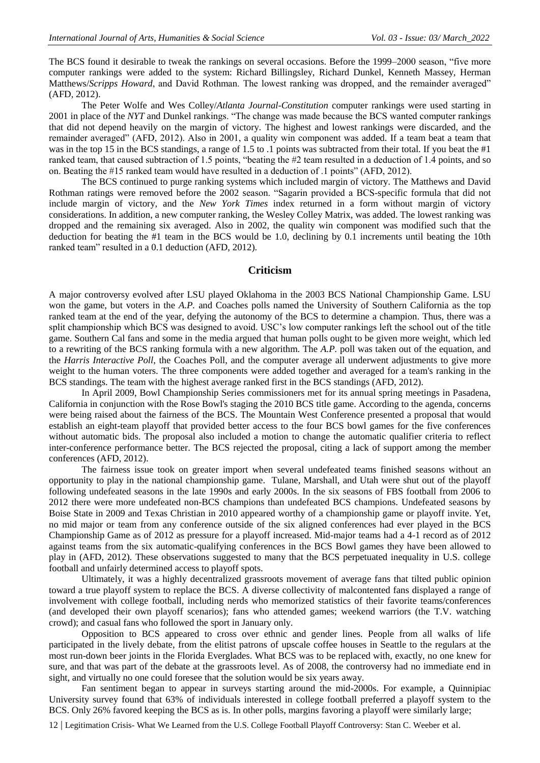The BCS found it desirable to tweak the rankings on several occasions. Before the 1999–2000 season, "five more computer rankings were added to the system: Richard Billingsley, Richard Dunkel, Kenneth Massey, Herman Matthews/*Scripps Howard*, and David Rothman. The lowest ranking was dropped, and the remainder averaged" (AFD, 2012).

The Peter Wolfe and Wes Colley/*Atlanta Journal-Constitution* computer rankings were used starting in 2001 in place of the *NYT* and Dunkel rankings. "The change was made because the BCS wanted computer rankings that did not depend heavily on the margin of victory. The highest and lowest rankings were discarded, and the remainder averaged" (AFD, 2012). Also in 2001, a quality win component was added. If a team beat a team that was in the top 15 in the BCS standings, a range of 1.5 to .1 points was subtracted from their total. If you beat the #1 ranked team, that caused subtraction of 1.5 points, "beating the #2 team resulted in a deduction of 1.4 points, and so on. Beating the #15 ranked team would have resulted in a deduction of .1 points" (AFD, 2012).

The BCS continued to purge ranking systems which included margin of victory. The Matthews and David Rothman ratings were removed before the 2002 season. "Sagarin provided a BCS-specific formula that did not include margin of victory, and the *New York Times* index returned in a form without margin of victory considerations. In addition, a new computer ranking, the Wesley Colley Matrix, was added. The lowest ranking was dropped and the remaining six averaged. Also in 2002, the quality win component was modified such that the deduction for beating the #1 team in the BCS would be 1.0, declining by 0.1 increments until beating the 10th ranked team" resulted in a 0.1 deduction (AFD, 2012).

## Criticism

A major controversy evolved after LSU played Oklahoma in the 2003 BCS National Championship Game. LSU won the game, but voters in the *A.P.* and Coaches polls named the University of Southern California as the top ranked team at the end of the year, defying the autonomy of the BCS to determine a champion. Thus, there was a split championship which BCS was designed to avoid. USC's low computer rankings left the school out of the title game. Southern Cal fans and some in the media argued that human polls ought to be given more weight, which led to a rewriting of the BCS ranking formula with a new algorithm. The *A.P.* poll was taken out of the equation, and the *Harris Interactive Poll*, the Coaches Poll, and the computer average all underwent adjustments to give more weight to the human voters. The three components were added together and averaged for a team's ranking in the BCS standings. The team with the highest average ranked first in the BCS standings (AFD, 2012).

In April 2009, Bowl Championship Series commissioners met for its annual spring meetings in Pasadena, California in conjunction with the Rose Bowl's staging the 2010 BCS title game. According to the agenda, concerns were being raised about the fairness of the BCS. The Mountain West Conference presented a proposal that would establish an eight-team playoff that provided better access to the four BCS bowl games for the five conferences without automatic bids. The proposal also included a motion to change the automatic qualifier criteria to reflect inter-conference performance better. The BCS rejected the proposal, citing a lack of support among the member conferences (AFD, 2012).

The fairness issue took on greater import when several undefeated teams finished seasons without an opportunity to play in the national championship game. Tulane, Marshall, and Utah were shut out of the playoff following undefeated seasons in the late 1990s and early 2000s. In the six seasons of FBS football from 2006 to 2012 there were more undefeated non-BCS champions than undefeated BCS champions. Undefeated seasons by Boise State in 2009 and Texas Christian in 2010 appeared worthy of a championship game or playoff invite. Yet, no mid major or team from any conference outside of the six aligned conferences had ever played in the BCS Championship Game as of 2012 as pressure for a playoff increased. Mid-major teams had a 4-1 record as of 2012 against teams from the six automatic-qualifying conferences in the BCS Bowl games they have been allowed to play in (AFD, 2012). These observations suggested to many that the BCS perpetuated inequality in U.S. college football and unfairly determined access to playoff spots.

Ultimately, it was a highly decentralized grassroots movement of average fans that tilted public opinion toward a true playoff system to replace the BCS. A diverse collectivity of malcontented fans displayed a range of involvement with college football, including nerds who memorized statistics of their favorite teams/conferences (and developed their own playoff scenarios); fans who attended games; weekend warriors (the T.V. watching crowd); and casual fans who followed the sport in January only.

Opposition to BCS appeared to cross over ethnic and gender lines. People from all walks of life participated in the lively debate, from the elitist patrons of upscale coffee houses in Seattle to the regulars at the most run-down beer joints in the Florida Everglades. What BCS was to be replaced with, exactly, no one knew for sure, and that was part of the debate at the grassroots level. As of 2008, the controversy had no immediate end in sight, and virtually no one could foresee that the solution would be six years away.

Fan sentiment began to appear in surveys starting around the mid-2000s. For example, a Quinnipiac University survey found that 63% of individuals interested in college football preferred a playoff system to the BCS. Only 26% favored keeping the BCS as is. In other polls, margins favoring a playoff were similarly large;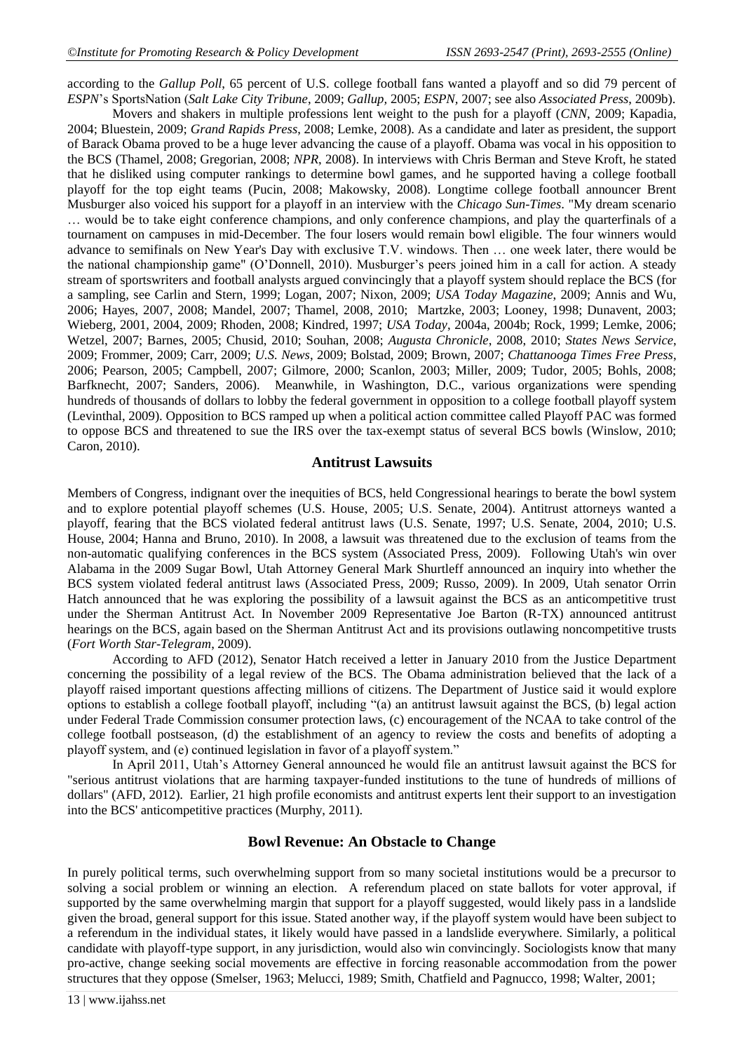according to the *Gallup Poll*, 65 percent of U.S. college football fans wanted a playoff and so did 79 percent of *ESPN*'s SportsNation (*Salt Lake City Tribune*, 2009; *Gallup,* 2005; *ESPN,* 2007; see also *Associated Press*, 2009b).

Movers and shakers in multiple professions lent weight to the push for a playoff (*CNN*, 2009; Kapadia, 2004; Bluestein, 2009; *Grand Rapids Press*, 2008; Lemke, 2008). As a candidate and later as president, the support of Barack Obama proved to be a huge lever advancing the cause of a playoff. Obama was vocal in his opposition to the BCS (Thamel, 2008; Gregorian, 2008; *NPR*, 2008). In interviews with Chris Berman and Steve Kroft, he stated that he disliked using computer rankings to determine bowl games, and he supported having a college football playoff for the top eight teams (Pucin, 2008; Makowsky, 2008). Longtime college football announcer Brent Musburger also voiced his support for a playoff in an interview with the *Chicago Sun-Times*. "My dream scenario … would be to take eight conference champions, and only conference champions, and play the quarterfinals of a tournament on campuses in mid-December. The four losers would remain bowl eligible. The four winners would advance to semifinals on New Year's Day with exclusive T.V. windows. Then … one week later, there would be the national championship game" (O'Donnell, 2010). Musburger's peers joined him in a call for action. A steady stream of sportswriters and football analysts argued convincingly that a playoff system should replace the BCS (for a sampling, see Carlin and Stern, 1999; Logan, 2007; Nixon, 2009; *USA Today Magazine*, 2009; Annis and Wu, 2006; Hayes, 2007, 2008; Mandel, 2007; Thamel, 2008, 2010; Martzke, 2003; Looney, 1998; Dunavent, 2003; Wieberg, 2001, 2004, 2009; Rhoden, 2008; Kindred, 1997; *USA Today*, 2004a, 2004b; Rock, 1999; Lemke, 2006; Wetzel, 2007; Barnes, 2005; Chusid, 2010; Souhan, 2008; *Augusta Chronicle*, 2008, 2010; *States News Service*, 2009; Frommer, 2009; Carr, 2009; *U.S. News*, 2009; Bolstad, 2009; Brown, 2007; *Chattanooga Times Free Press*, 2006; Pearson, 2005; Campbell, 2007; Gilmore, 2000; Scanlon, 2003; Miller, 2009; Tudor, 2005; Bohls, 2008; Barfknecht, 2007; Sanders, 2006). Meanwhile, in Washington, D.C., various organizations were spending hundreds of thousands of dollars to lobby the federal government in opposition to a college football playoff system (Levinthal, 2009). Opposition to BCS ramped up when a political action committee called Playoff PAC was formed to oppose BCS and threatened to sue the IRS over the tax-exempt status of several BCS bowls (Winslow, 2010; Caron, 2010).

## Antitrust Lawsuits

Members of Congress, indignant over the inequities of BCS, held Congressional hearings to berate the bowl system and to explore potential playoff schemes (U.S. House, 2005; U.S. Senate, 2004). Antitrust attorneys wanted a playoff, fearing that the BCS violated federal antitrust laws (U.S. Senate, 1997; U.S. Senate, 2004, 2010; U.S. House, 2004; Hanna and Bruno, 2010). In 2008, a lawsuit was threatened due to the exclusion of teams from the non-automatic qualifying conferences in the BCS system (Associated Press, 2009). Following Utah's win over Alabama in the 2009 Sugar Bowl, Utah Attorney General Mark Shurtleff announced an inquiry into whether the BCS system violated federal antitrust laws (Associated Press, 2009; Russo, 2009). In 2009, Utah senator Orrin Hatch announced that he was exploring the possibility of a lawsuit against the BCS as an anticompetitive trust under the Sherman Antitrust Act. In November 2009 Representative Joe Barton (R-TX) announced antitrust hearings on the BCS, again based on the Sherman Antitrust Act and its provisions outlawing noncompetitive trusts (*Fort Worth Star-Telegram*, 2009).

According to AFD (2012), Senator Hatch received a letter in January 2010 from the Justice Department concerning the possibility of a legal review of the BCS. The Obama administration believed that the lack of a playoff raised important questions affecting millions of citizens. The Department of Justice said it would explore options to establish a college football playoff, including "(a) an antitrust lawsuit against the BCS, (b) legal action under Federal Trade Commission consumer protection laws, (c) encouragement of the NCAA to take control of the college football postseason, (d) the establishment of an agency to review the costs and benefits of adopting a playoff system, and (e) continued legislation in favor of a playoff system."

In April 2011, Utah's Attorney General announced he would file an antitrust lawsuit against the BCS for "serious antitrust violations that are harming taxpayer-funded institutions to the tune of hundreds of millions of dollars" (AFD, 2012). Earlier, 21 high profile economists and antitrust experts lent their support to an investigation into the BCS' anticompetitive practices (Murphy, 2011).

## Bowl Revenue: An Obstacle to Change

In purely political terms, such overwhelming support from so many societal institutions would be a precursor to solving a social problem or winning an election. A referendum placed on state ballots for voter approval, if supported by the same overwhelming margin that support for a playoff suggested, would likely pass in a landslide given the broad, general support for this issue. Stated another way, if the playoff system would have been subject to a referendum in the individual states, it likely would have passed in a landslide everywhere. Similarly, a political candidate with playoff-type support, in any jurisdiction, would also win convincingly. Sociologists know that many pro-active, change seeking social movements are effective in forcing reasonable accommodation from the power structures that they oppose (Smelser, 1963; Melucci, 1989; Smith, Chatfield and Pagnucco, 1998; Walter, 2001;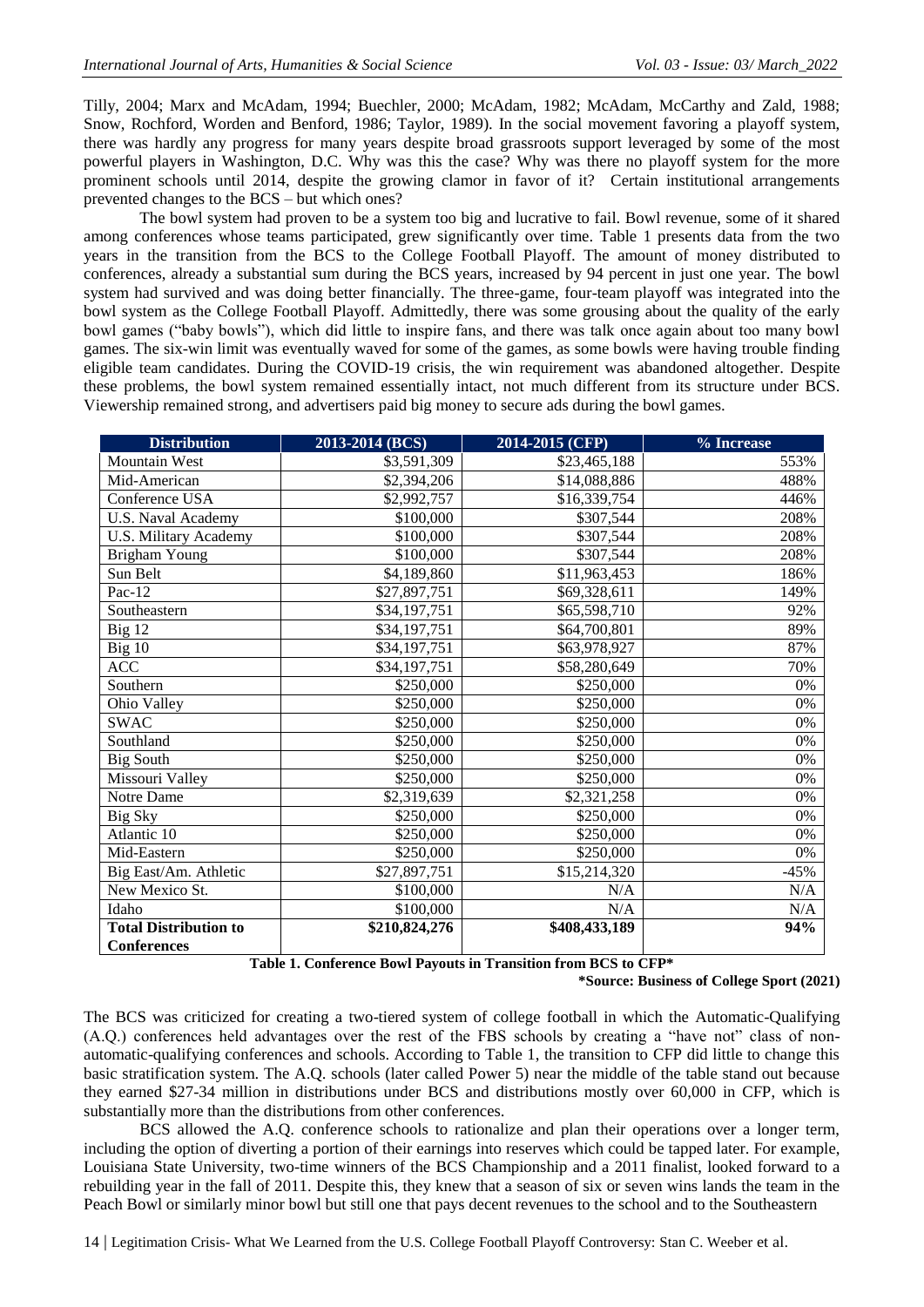Tilly, 2004; Marx and McAdam, 1994; Buechler, 2000; McAdam, 1982; McAdam, McCarthy and Zald, 1988; Snow, Rochford, Worden and Benford, 1986; Taylor, 1989). In the social movement favoring a playoff system, there was hardly any progress for many years despite broad grassroots support leveraged by some of the most powerful players in Washington, D.C. Why was this the case? Why was there no playoff system for the more prominent schools until 2014, despite the growing clamor in favor of it? Certain institutional arrangements prevented changes to the BCS – but which ones?

The bowl system had proven to be a system too big and lucrative to fail. Bowl revenue, some of it shared among conferences whose teams participated, grew significantly over time. Table 1 presents data from the two years in the transition from the BCS to the College Football Playoff. The amount of money distributed to conferences, already a substantial sum during the BCS years, increased by 94 percent in just one year. The bowl system had survived and was doing better financially. The three-game, four-team playoff was integrated into the bowl system as the College Football Playoff. Admittedly, there was some grousing about the quality of the early bowl games ("baby bowls"), which did little to inspire fans, and there was talk once again about too many bowl games. The six-win limit was eventually waved for some of the games, as some bowls were having trouble finding eligible team candidates. During the COVID-19 crisis, the win requirement was abandoned altogether. Despite these problems, the bowl system remained essentially intact, not much different from its structure under BCS. Viewership remained strong, and advertisers paid big money to secure ads during the bowl games.

| Distribution | 2013-2014 (BCS) | 2014-2015 (CFP) | % Increase |
|---|---|---|---|
| Mountain West | $3,591,309 | $23,465,188 | 553% |
| Mid-American | $2,394,206 | $14,088,886 | 488% |
| Conference USA | $2,992,757 | $16,339,754 | 446% |
| U.S. Naval Academy | $100,000 | $307,544 | 208% |
| U.S. Military Academy | $100,000 | $307,544 | 208% |
| Brigham Young | $100,000 | $307,544 | 208% |
| Sun Belt | $4,189,860 | $11,963,453 | 186% |
| Pac-12 | $27,897,751 | $69,328,611 | 149% |
| Southeastern | $34,197,751 | $65,598,710 | 92% |
| Big 12 | $34,197,751 | $64,700,801 | 89% |
| Big 10 | $34,197,751 | $63,978,927 | 87% |
| ACC | $34,197,751 | $58,280,649 | 70% |
| Southern | $250,000 | $250,000 | 0% |
| Ohio Valley | $250,000 | $250,000 | 0% |
| SWAC | $250,000 | $250,000 | 0% |
| Southland | $250,000 | $250,000 | 0% |
| Big South | $250,000 | $250,000 | 0% |
| Missouri Valley | $250,000 | $250,000 | 0% |
| Notre Dame | $2,319,639 | $2,321,258 | 0% |
| Big Sky | $250,000 | $250,000 | 0% |
| Atlantic 10 | $250,000 | $250,000 | 0% |
| Mid-Eastern | $250,000 | $250,000 | 0% |
| Big East/Am. Athletic | $27,897,751 | $15,214,320 | -45% |
| New Mexico St. | $100,000 | N/A | N/A |
| Idaho | $100,000 | N/A | N/A |
| **Total Distribution to Conferences** | **$210,824,276** | **$408,433,189** | **94%** |

**Table 1. Conference Bowl Payouts in Transition from BCS to CFP***

***Source: Business of College Sport (2021)**

The BCS was criticized for creating a two-tiered system of college football in which the Automatic-Qualifying (A.Q.) conferences held advantages over the rest of the FBS schools by creating a "have not" class of non-automatic-qualifying conferences and schools. According to Table 1, the transition to CFP did little to change this basic stratification system. The A.Q. schools (later called Power 5) near the middle of the table stand out because they earned $27-34 million in distributions under BCS and distributions mostly over 60,000 in CFP, which is substantially more than the distributions from other conferences.

BCS allowed the A.Q. conference schools to rationalize and plan their operations over a longer term, including the option of diverting a portion of their earnings into reserves which could be tapped later. For example, Louisiana State University, two-time winners of the BCS Championship and a 2011 finalist, looked forward to a rebuilding year in the fall of 2011. Despite this, they knew that a season of six or seven wins lands the team in the Peach Bowl or similarly minor bowl but still one that pays decent revenues to the school and to the Southeastern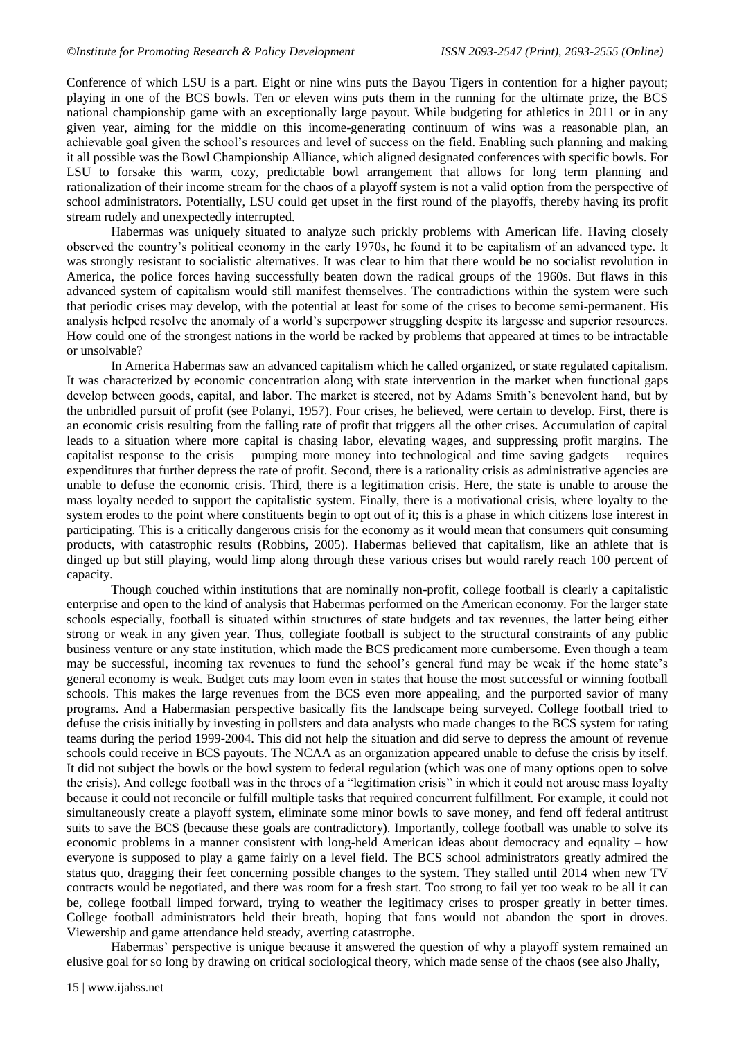Conference of which LSU is a part. Eight or nine wins puts the Bayou Tigers in contention for a higher payout; playing in one of the BCS bowls. Ten or eleven wins puts them in the running for the ultimate prize, the BCS national championship game with an exceptionally large payout. While budgeting for athletics in 2011 or in any given year, aiming for the middle on this income-generating continuum of wins was a reasonable plan, an achievable goal given the school's resources and level of success on the field. Enabling such planning and making it all possible was the Bowl Championship Alliance, which aligned designated conferences with specific bowls. For LSU to forsake this warm, cozy, predictable bowl arrangement that allows for long term planning and rationalization of their income stream for the chaos of a playoff system is not a valid option from the perspective of school administrators. Potentially, LSU could get upset in the first round of the playoffs, thereby having its profit stream rudely and unexpectedly interrupted.

Habermas was uniquely situated to analyze such prickly problems with American life. Having closely observed the country's political economy in the early 1970s, he found it to be capitalism of an advanced type. It was strongly resistant to socialistic alternatives. It was clear to him that there would be no socialist revolution in America, the police forces having successfully beaten down the radical groups of the 1960s. But flaws in this advanced system of capitalism would still manifest themselves. The contradictions within the system were such that periodic crises may develop, with the potential at least for some of the crises to become semi-permanent. His analysis helped resolve the anomaly of a world's superpower struggling despite its largesse and superior resources. How could one of the strongest nations in the world be racked by problems that appeared at times to be intractable or unsolvable?

In America Habermas saw an advanced capitalism which he called organized, or state regulated capitalism. It was characterized by economic concentration along with state intervention in the market when functional gaps develop between goods, capital, and labor. The market is steered, not by Adams Smith's benevolent hand, but by the unbridled pursuit of profit (see Polanyi, 1957). Four crises, he believed, were certain to develop. First, there is an economic crisis resulting from the falling rate of profit that triggers all the other crises. Accumulation of capital leads to a situation where more capital is chasing labor, elevating wages, and suppressing profit margins. The capitalist response to the crisis – pumping more money into technological and time saving gadgets – requires expenditures that further depress the rate of profit. Second, there is a rationality crisis as administrative agencies are unable to defuse the economic crisis. Third, there is a legitimation crisis. Here, the state is unable to arouse the mass loyalty needed to support the capitalistic system. Finally, there is a motivational crisis, where loyalty to the system erodes to the point where constituents begin to opt out of it; this is a phase in which citizens lose interest in participating. This is a critically dangerous crisis for the economy as it would mean that consumers quit consuming products, with catastrophic results (Robbins, 2005). Habermas believed that capitalism, like an athlete that is dinged up but still playing, would limp along through these various crises but would rarely reach 100 percent of capacity.

Though couched within institutions that are nominally non-profit, college football is clearly a capitalistic enterprise and open to the kind of analysis that Habermas performed on the American economy. For the larger state schools especially, football is situated within structures of state budgets and tax revenues, the latter being either strong or weak in any given year. Thus, collegiate football is subject to the structural constraints of any public business venture or any state institution, which made the BCS predicament more cumbersome. Even though a team may be successful, incoming tax revenues to fund the school's general fund may be weak if the home state's general economy is weak. Budget cuts may loom even in states that house the most successful or winning football schools. This makes the large revenues from the BCS even more appealing, and the purported savior of many programs. And a Habermasian perspective basically fits the landscape being surveyed. College football tried to defuse the crisis initially by investing in pollsters and data analysts who made changes to the BCS system for rating teams during the period 1999-2004. This did not help the situation and did serve to depress the amount of revenue schools could receive in BCS payouts. The NCAA as an organization appeared unable to defuse the crisis by itself. It did not subject the bowls or the bowl system to federal regulation (which was one of many options open to solve the crisis). And college football was in the throes of a "legitimation crisis" in which it could not arouse mass loyalty because it could not reconcile or fulfill multiple tasks that required concurrent fulfillment. For example, it could not simultaneously create a playoff system, eliminate some minor bowls to save money, and fend off federal antitrust suits to save the BCS (because these goals are contradictory). Importantly, college football was unable to solve its economic problems in a manner consistent with long-held American ideas about democracy and equality – how everyone is supposed to play a game fairly on a level field. The BCS school administrators greatly admired the status quo, dragging their feet concerning possible changes to the system. They stalled until 2014 when new TV contracts would be negotiated, and there was room for a fresh start. Too strong to fail yet too weak to be all it can be, college football limped forward, trying to weather the legitimacy crises to prosper greatly in better times. College football administrators held their breath, hoping that fans would not abandon the sport in droves. Viewership and game attendance held steady, averting catastrophe.

Habermas' perspective is unique because it answered the question of why a playoff system remained an elusive goal for so long by drawing on critical sociological theory, which made sense of the chaos (see also Jhally,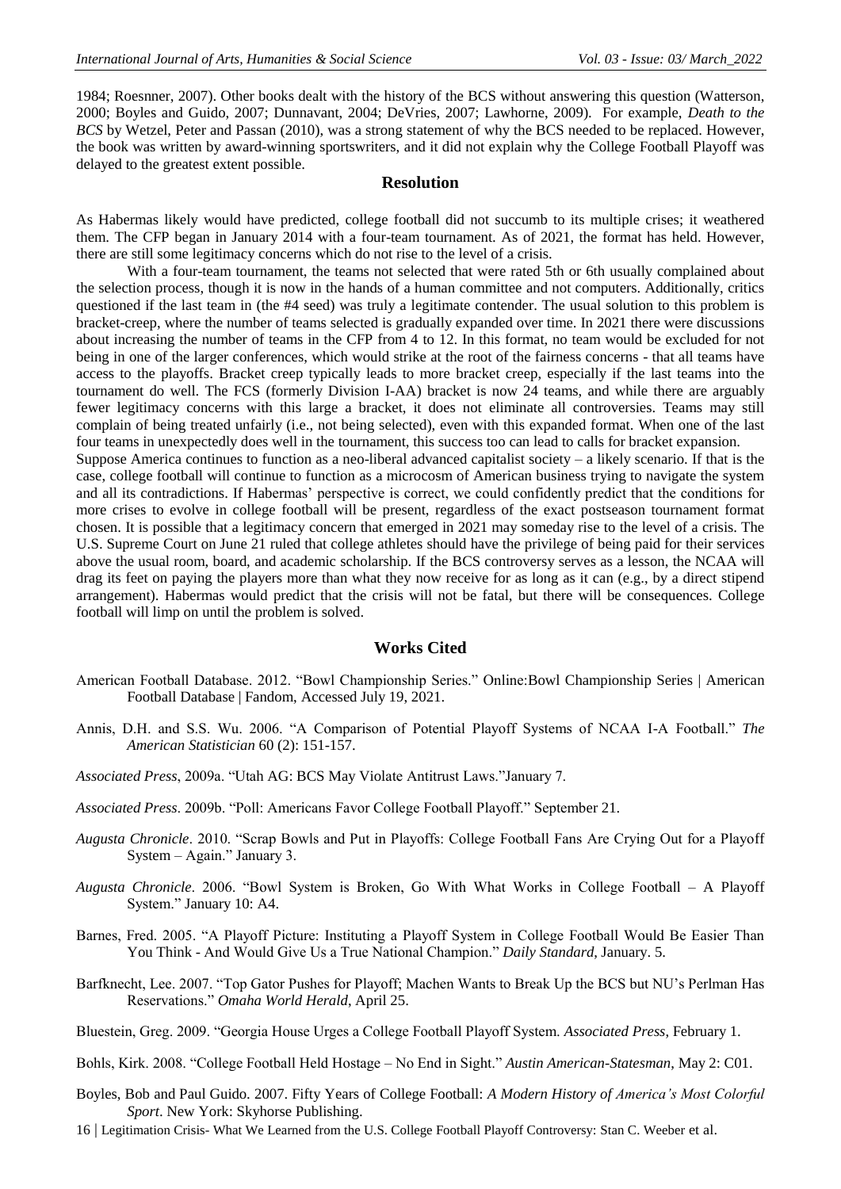1984; Roesnner, 2007). Other books dealt with the history of the BCS without answering this question (Watterson, 2000; Boyles and Guido, 2007; Dunnavant, 2004; DeVries, 2007; Lawhorne, 2009). For example, *Death to the BCS* by Wetzel, Peter and Passan (2010), was a strong statement of why the BCS needed to be replaced. However, the book was written by award-winning sportswriters, and it did not explain why the College Football Playoff was delayed to the greatest extent possible.

## Resolution

As Habermas likely would have predicted, college football did not succumb to its multiple crises; it weathered them. The CFP began in January 2014 with a four-team tournament. As of 2021, the format has held. However, there are still some legitimacy concerns which do not rise to the level of a crisis.

With a four-team tournament, the teams not selected that were rated 5th or 6th usually complained about the selection process, though it is now in the hands of a human committee and not computers. Additionally, critics questioned if the last team in (the #4 seed) was truly a legitimate contender. The usual solution to this problem is bracket-creep, where the number of teams selected is gradually expanded over time. In 2021 there were discussions about increasing the number of teams in the CFP from 4 to 12. In this format, no team would be excluded for not being in one of the larger conferences, which would strike at the root of the fairness concerns - that all teams have access to the playoffs. Bracket creep typically leads to more bracket creep, especially if the last teams into the tournament do well. The FCS (formerly Division I-AA) bracket is now 24 teams, and while there are arguably fewer legitimacy concerns with this large a bracket, it does not eliminate all controversies. Teams may still complain of being treated unfairly (i.e., not being selected), even with this expanded format. When one of the last four teams in unexpectedly does well in the tournament, this success too can lead to calls for bracket expansion.

Suppose America continues to function as a neo-liberal advanced capitalist society – a likely scenario. If that is the case, college football will continue to function as a microcosm of American business trying to navigate the system and all its contradictions. If Habermas' perspective is correct, we could confidently predict that the conditions for more crises to evolve in college football will be present, regardless of the exact postseason tournament format chosen. It is possible that a legitimacy concern that emerged in 2021 may someday rise to the level of a crisis. The U.S. Supreme Court on June 21 ruled that college athletes should have the privilege of being paid for their services above the usual room, board, and academic scholarship. If the BCS controversy serves as a lesson, the NCAA will drag its feet on paying the players more than what they now receive for as long as it can (e.g., by a direct stipend arrangement). Habermas would predict that the crisis will not be fatal, but there will be consequences. College football will limp on until the problem is solved.

## Works Cited

American Football Database. 2012. "Bowl Championship Series." Online:Bowl Championship Series | American Football Database | Fandom, Accessed July 19, 2021.

Annis, D.H. and S.S. Wu. 2006. "A Comparison of Potential Playoff Systems of NCAA I-A Football." *The American Statistician* 60 (2): 151-157.

*Associated Press*, 2009a. "Utah AG: BCS May Violate Antitrust Laws."January 7.

*Associated Press*. 2009b. "Poll: Americans Favor College Football Playoff." September 21.

*Augusta Chronicle*. 2010. "Scrap Bowls and Put in Playoffs: College Football Fans Are Crying Out for a Playoff System – Again." January 3.

*Augusta Chronicle*. 2006. "Bowl System is Broken, Go With What Works in College Football – A Playoff System." January 10: A4.

Barnes, Fred. 2005. "A Playoff Picture: Instituting a Playoff System in College Football Would Be Easier Than You Think - And Would Give Us a True National Champion." *Daily Standard*, January. 5.

Barfknecht, Lee. 2007. "Top Gator Pushes for Playoff; Machen Wants to Break Up the BCS but NU's Perlman Has Reservations." *Omaha World Herald*, April 25.

Bluestein, Greg. 2009. "Georgia House Urges a College Football Playoff System. *Associated Press*, February 1.

Bohls, Kirk. 2008. "College Football Held Hostage – No End in Sight." *Austin American-Statesman*, May 2: C01.

Boyles, Bob and Paul Guido. 2007. Fifty Years of College Football: *A Modern History of America's Most Colorful Sport*. New York: Skyhorse Publishing.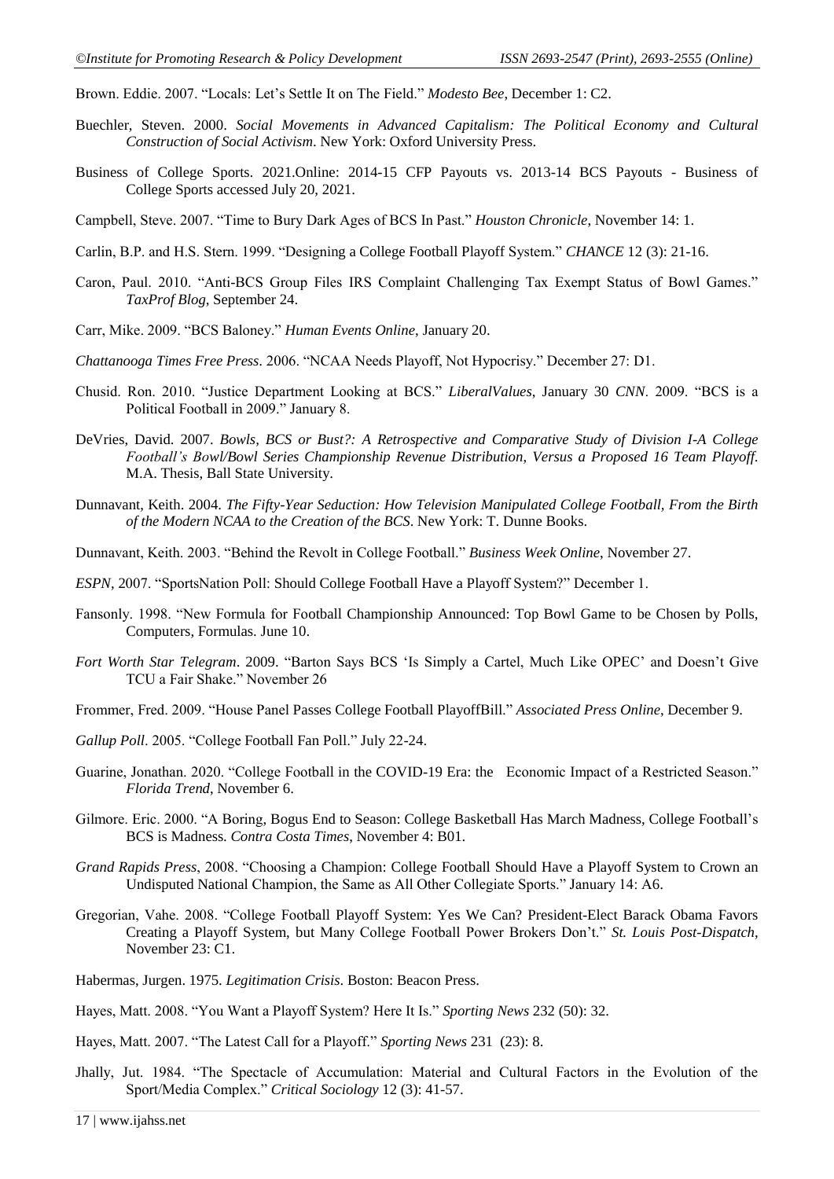Brown. Eddie. 2007. "Locals: Let's Settle It on The Field." *Modesto Bee*, December 1: C2.

Buechler, Steven. 2000. *Social Movements in Advanced Capitalism: The Political Economy and Cultural Construction of Social Activism*. New York: Oxford University Press.

Business of College Sports. 2021.Online: 2014-15 CFP Payouts vs. 2013-14 BCS Payouts - Business of College Sports accessed July 20, 2021.

Campbell, Steve. 2007. "Time to Bury Dark Ages of BCS In Past." *Houston Chronicle*, November 14: 1.

Carlin, B.P. and H.S. Stern. 1999. "Designing a College Football Playoff System." *CHANCE* 12 (3): 21-16.

Caron, Paul. 2010. "Anti-BCS Group Files IRS Complaint Challenging Tax Exempt Status of Bowl Games." *TaxProf Blog*, September 24.

Carr, Mike. 2009. "BCS Baloney." *Human Events Online*, January 20.

*Chattanooga Times Free Press*. 2006. "NCAA Needs Playoff, Not Hypocrisy." December 27: D1.

Chusid. Ron. 2010. "Justice Department Looking at BCS." *LiberalValues*, January 30 *CNN*. 2009. "BCS is a Political Football in 2009." January 8.

DeVries, David. 2007. *Bowls, BCS or Bust?: A Retrospective and Comparative Study of Division I-A College Football's Bowl/Bowl Series Championship Revenue Distribution, Versus a Proposed 16 Team Playoff*. M.A. Thesis, Ball State University.

Dunnavant, Keith. 2004. *The Fifty-Year Seduction: How Television Manipulated College Football, From the Birth of the Modern NCAA to the Creation of the BCS*. New York: T. Dunne Books.

Dunnavant, Keith. 2003. "Behind the Revolt in College Football." *Business Week Online*, November 27.

*ESPN*, 2007. "SportsNation Poll: Should College Football Have a Playoff System?" December 1.

Fansonly. 1998. "New Formula for Football Championship Announced: Top Bowl Game to be Chosen by Polls, Computers, Formulas. June 10.

*Fort Worth Star Telegram*. 2009. "Barton Says BCS 'Is Simply a Cartel, Much Like OPEC' and Doesn't Give TCU a Fair Shake." November 26

Frommer, Fred. 2009. "House Panel Passes College Football PlayoffBill." *Associated Press Online*, December 9.

*Gallup Poll*. 2005. "College Football Fan Poll." July 22-24.

Guarine, Jonathan. 2020. "College Football in the COVID-19 Era: the Economic Impact of a Restricted Season." *Florida Trend*, November 6.

Gilmore. Eric. 2000. "A Boring, Bogus End to Season: College Basketball Has March Madness, College Football's BCS is Madness. *Contra Costa Times*, November 4: B01.

*Grand Rapids Press*, 2008. "Choosing a Champion: College Football Should Have a Playoff System to Crown an Undisputed National Champion, the Same as All Other Collegiate Sports." January 14: A6.

Gregorian, Vahe. 2008. "College Football Playoff System: Yes We Can? President-Elect Barack Obama Favors Creating a Playoff System, but Many College Football Power Brokers Don't." *St. Louis Post-Dispatch*, November 23: C1.

Habermas, Jurgen. 1975. *Legitimation Crisis*. Boston: Beacon Press.

Hayes, Matt. 2008. "You Want a Playoff System? Here It Is." *Sporting News* 232 (50): 32.

Hayes, Matt. 2007. "The Latest Call for a Playoff." *Sporting News* 231 (23): 8.

Jhally, Jut. 1984. "The Spectacle of Accumulation: Material and Cultural Factors in the Evolution of the Sport/Media Complex." *Critical Sociology* 12 (3): 41-57.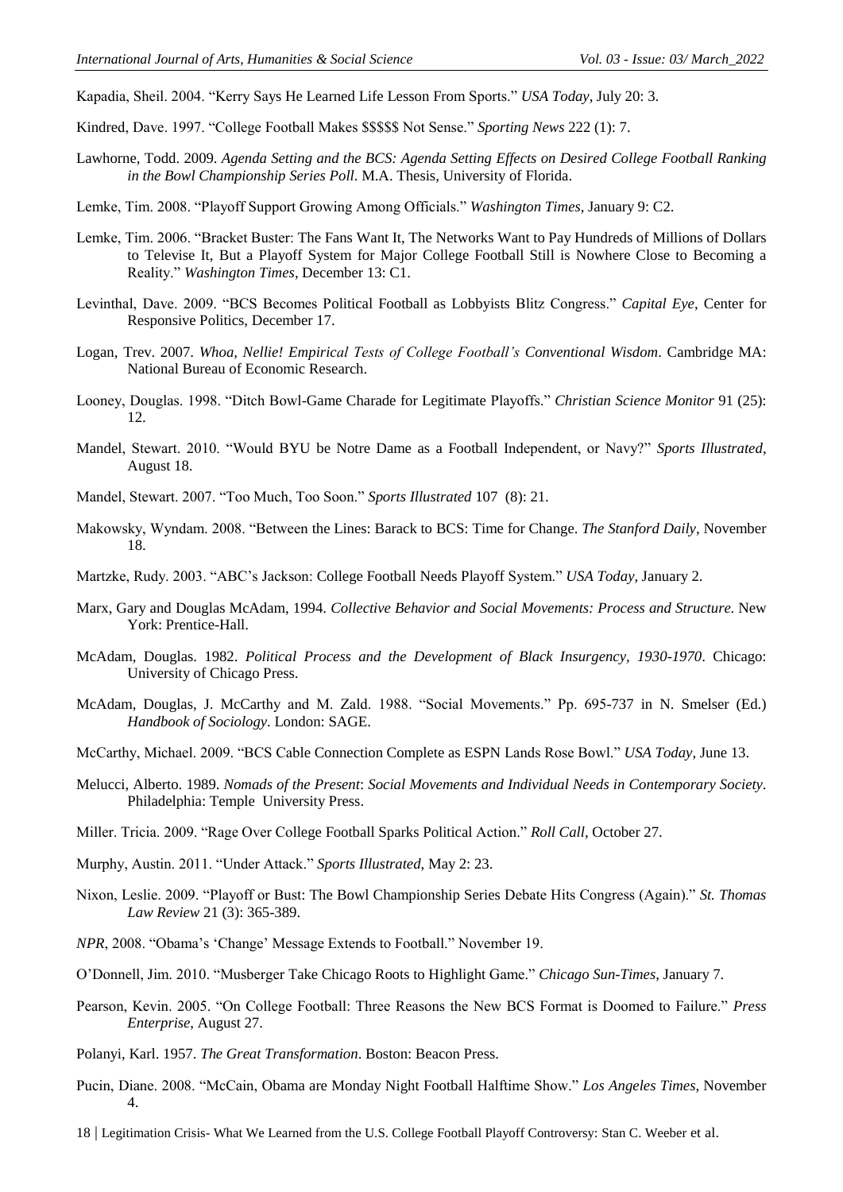Kapadia, Sheil. 2004. “Kerry Says He Learned Life Lesson From Sports.” *USA Today*, July 20: 3.

Kindred, Dave. 1997. “College Football Makes $$$$$ Not Sense.” *Sporting News* 222 (1): 7.

Lawhorne, Todd. 2009. *Agenda Setting and the BCS: Agenda Setting Effects on Desired College Football Ranking in the Bowl Championship Series Poll*. M.A. Thesis, University of Florida.

Lemke, Tim. 2008. “Playoff Support Growing Among Officials.” *Washington Times*, January 9: C2.

Lemke, Tim. 2006. “Bracket Buster: The Fans Want It, The Networks Want to Pay Hundreds of Millions of Dollars to Televise It, But a Playoff System for Major College Football Still is Nowhere Close to Becoming a Reality.” *Washington Times*, December 13: C1.

Levinthal, Dave. 2009. “BCS Becomes Political Football as Lobbyists Blitz Congress.” *Capital Eye*, Center for Responsive Politics, December 17.

Logan, Trev. 2007. *Whoa, Nellie! Empirical Tests of College Football’s Conventional Wisdom*. Cambridge MA: National Bureau of Economic Research.

Looney, Douglas. 1998. “Ditch Bowl-Game Charade for Legitimate Playoffs.” *Christian Science Monitor* 91 (25): 12.

Mandel, Stewart. 2010. “Would BYU be Notre Dame as a Football Independent, or Navy?” *Sports Illustrated*, August 18.

Mandel, Stewart. 2007. “Too Much, Too Soon.” *Sports Illustrated* 107 (8): 21.

Makowsky, Wyndam. 2008. “Between the Lines: Barack to BCS: Time for Change. *The Stanford Daily*, November 18.

Martzke, Rudy. 2003. “ABC’s Jackson: College Football Needs Playoff System.” *USA Today*, January 2.

Marx, Gary and Douglas McAdam, 1994. *Collective Behavior and Social Movements: Process and Structure*. New York: Prentice-Hall.

McAdam, Douglas. 1982. *Political Process and the Development of Black Insurgency, 1930-1970*. Chicago: University of Chicago Press.

McAdam, Douglas, J. McCarthy and M. Zald. 1988. “Social Movements.” Pp. 695-737 in N. Smelser (Ed.) *Handbook of Sociology*. London: SAGE.

McCarthy, Michael. 2009. “BCS Cable Connection Complete as ESPN Lands Rose Bowl.” *USA Today*, June 13.

Melucci, Alberto. 1989. *Nomads of the Present*: *Social Movements and Individual Needs in Contemporary Society*. Philadelphia: Temple University Press.

Miller. Tricia. 2009. “Rage Over College Football Sparks Political Action.” *Roll Call*, October 27.

Murphy, Austin. 2011. “Under Attack.” *Sports Illustrated*, May 2: 23.

Nixon, Leslie. 2009. “Playoff or Bust: The Bowl Championship Series Debate Hits Congress (Again).” *St. Thomas Law Review* 21 (3): 365-389.

*NPR*, 2008. “Obama’s ‘Change’ Message Extends to Football.” November 19.

O’Donnell, Jim. 2010. “Musberger Take Chicago Roots to Highlight Game.” *Chicago Sun-Times*, January 7.

Pearson, Kevin. 2005. “On College Football: Three Reasons the New BCS Format is Doomed to Failure.” *Press Enterprise*, August 27.

Polanyi, Karl. 1957. *The Great Transformation*. Boston: Beacon Press.

Pucin, Diane. 2008. “McCain, Obama are Monday Night Football Halftime Show.” *Los Angeles Times*, November 4.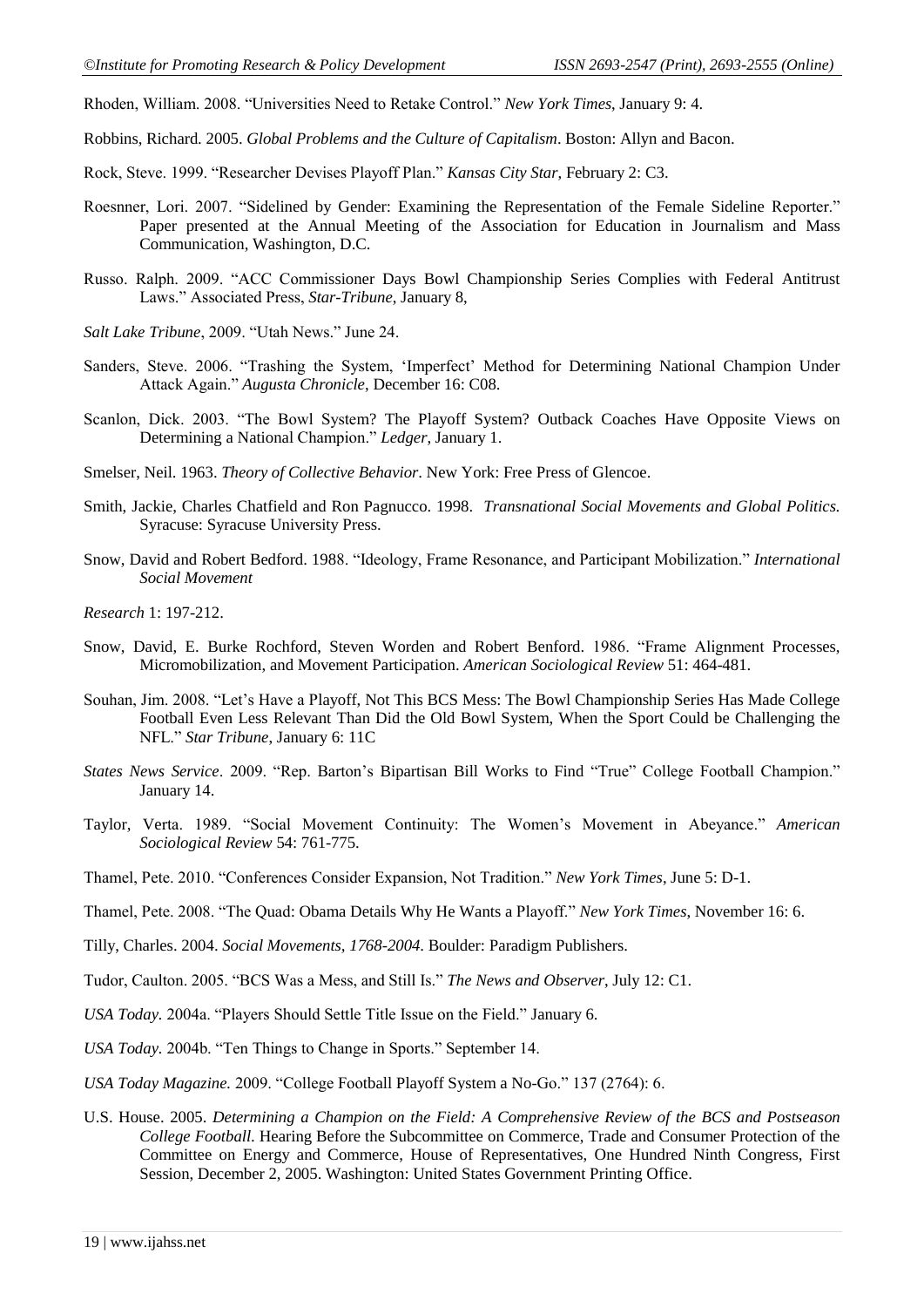Rhoden, William. 2008. "Universities Need to Retake Control." *New York Times*, January 9: 4.

Robbins, Richard. 2005. *Global Problems and the Culture of Capitalism*. Boston: Allyn and Bacon.

Rock, Steve. 1999. "Researcher Devises Playoff Plan." *Kansas City Star*, February 2: C3.

Roesnner, Lori. 2007. "Sidelined by Gender: Examining the Representation of the Female Sideline Reporter." Paper presented at the Annual Meeting of the Association for Education in Journalism and Mass Communication, Washington, D.C.

Russo. Ralph. 2009. "ACC Commissioner Days Bowl Championship Series Complies with Federal Antitrust Laws." Associated Press, *Star-Tribune*, January 8,

*Salt Lake Tribune*, 2009. "Utah News." June 24.

Sanders, Steve. 2006. "Trashing the System, 'Imperfect' Method for Determining National Champion Under Attack Again." *Augusta Chronicle*, December 16: C08.

Scanlon, Dick. 2003. "The Bowl System? The Playoff System? Outback Coaches Have Opposite Views on Determining a National Champion." *Ledger*, January 1.

Smelser, Neil. 1963. *Theory of Collective Behavior*. New York: Free Press of Glencoe.

Smith, Jackie, Charles Chatfield and Ron Pagnucco. 1998. *Transnational Social Movements and Global Politics.* Syracuse: Syracuse University Press.

Snow, David and Robert Bedford. 1988. "Ideology, Frame Resonance, and Participant Mobilization." *International Social Movement*

*Research* 1: 197-212.

Snow, David, E. Burke Rochford, Steven Worden and Robert Benford. 1986. "Frame Alignment Processes, Micromobilization, and Movement Participation. *American Sociological Review* 51: 464-481.

Souhan, Jim. 2008. "Let's Have a Playoff, Not This BCS Mess: The Bowl Championship Series Has Made College Football Even Less Relevant Than Did the Old Bowl System, When the Sport Could be Challenging the NFL." *Star Tribune*, January 6: 11C

*States News Service*. 2009. "Rep. Barton's Bipartisan Bill Works to Find "True" College Football Champion." January 14.

Taylor, Verta. 1989. "Social Movement Continuity: The Women's Movement in Abeyance." *American Sociological Review* 54: 761-775.

Thamel, Pete. 2010. "Conferences Consider Expansion, Not Tradition." *New York Times*, June 5: D-1.

Thamel, Pete. 2008. "The Quad: Obama Details Why He Wants a Playoff." *New York Times*, November 16: 6.

Tilly, Charles. 2004. *Social Movements, 1768-2004.* Boulder: Paradigm Publishers.

Tudor, Caulton. 2005. "BCS Was a Mess, and Still Is." *The News and Observer*, July 12: C1.

*USA Today.* 2004a. "Players Should Settle Title Issue on the Field." January 6.

*USA Today.* 2004b. "Ten Things to Change in Sports." September 14.

*USA Today Magazine.* 2009. "College Football Playoff System a No-Go." 137 (2764): 6.

U.S. House. 2005. *Determining a Champion on the Field: A Comprehensive Review of the BCS and Postseason College Football*. Hearing Before the Subcommittee on Commerce, Trade and Consumer Protection of the Committee on Energy and Commerce, House of Representatives, One Hundred Ninth Congress, First Session, December 2, 2005. Washington: United States Government Printing Office.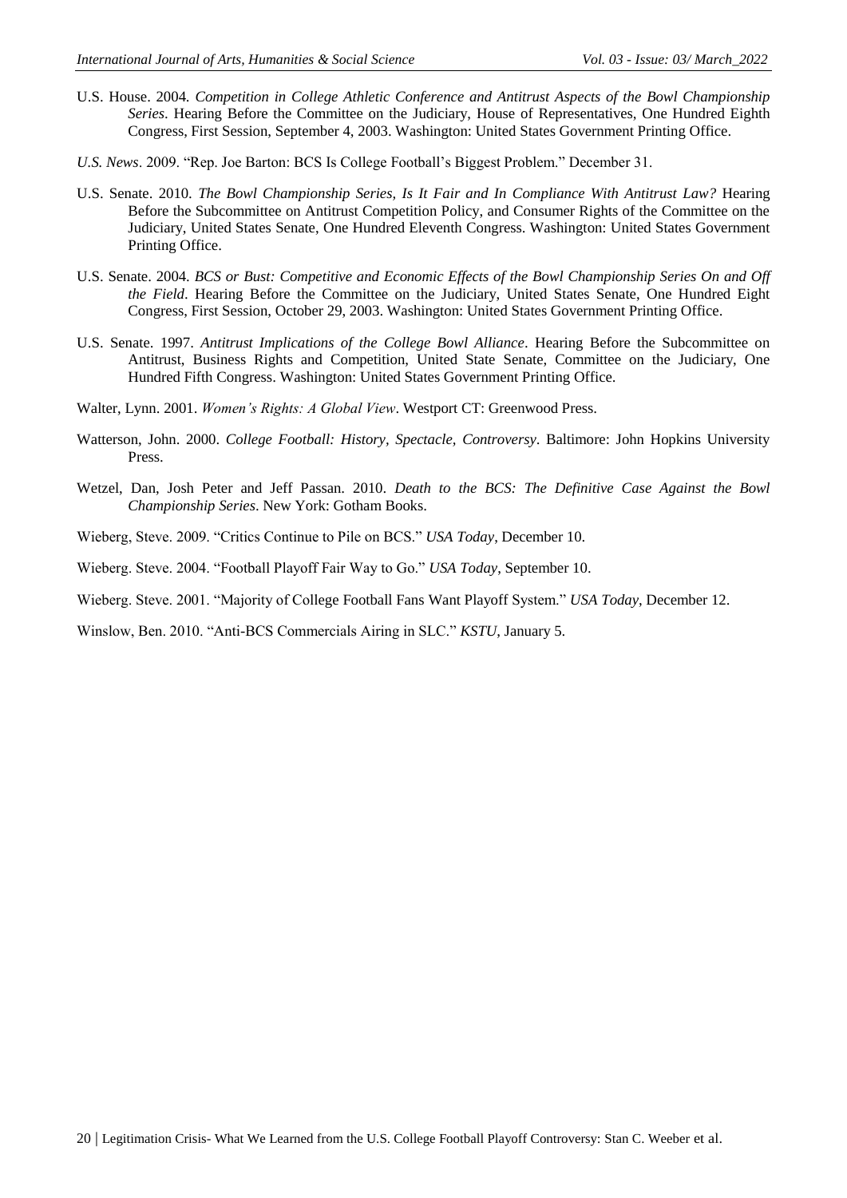U.S. House. 2004. *Competition in College Athletic Conference and Antitrust Aspects of the Bowl Championship Series*. Hearing Before the Committee on the Judiciary, House of Representatives, One Hundred Eighth Congress, First Session, September 4, 2003. Washington: United States Government Printing Office.

*U.S. News*. 2009. "Rep. Joe Barton: BCS Is College Football's Biggest Problem." December 31.

U.S. Senate. 2010. *The Bowl Championship Series, Is It Fair and In Compliance With Antitrust Law?* Hearing Before the Subcommittee on Antitrust Competition Policy, and Consumer Rights of the Committee on the Judiciary, United States Senate, One Hundred Eleventh Congress. Washington: United States Government Printing Office.

U.S. Senate. 2004. *BCS or Bust: Competitive and Economic Effects of the Bowl Championship Series On and Off the Field*. Hearing Before the Committee on the Judiciary, United States Senate, One Hundred Eight Congress, First Session, October 29, 2003. Washington: United States Government Printing Office.

U.S. Senate. 1997. *Antitrust Implications of the College Bowl Alliance*. Hearing Before the Subcommittee on Antitrust, Business Rights and Competition, United State Senate, Committee on the Judiciary, One Hundred Fifth Congress. Washington: United States Government Printing Office.

Walter, Lynn. 2001. *Women's Rights: A Global View*. Westport CT: Greenwood Press.

Watterson, John. 2000. *College Football: History, Spectacle, Controversy*. Baltimore: John Hopkins University Press.

Wetzel, Dan, Josh Peter and Jeff Passan. 2010. *Death to the BCS: The Definitive Case Against the Bowl Championship Series*. New York: Gotham Books.

Wieberg, Steve. 2009. "Critics Continue to Pile on BCS." *USA Today*, December 10.

Wieberg. Steve. 2004. "Football Playoff Fair Way to Go." *USA Today*, September 10.

Wieberg. Steve. 2001. "Majority of College Football Fans Want Playoff System." *USA Today*, December 12.

Winslow, Ben. 2010. "Anti-BCS Commercials Airing in SLC." *KSTU*, January 5.